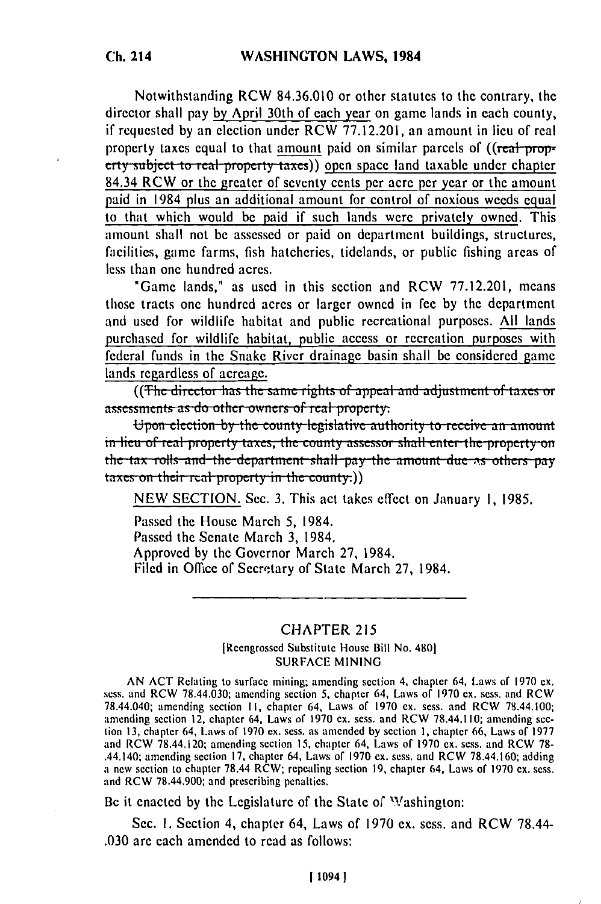Notwithstanding RCW 84.36.010 or other statutes to the contrary, the director shall pay by April 30th of each year on game lands in each county, if requested by an election under RCW 77.12.201, an amount in lieu of real property taxes equal to that amount paid on similar parcels of ((~~real property subject to real property taxes~~)) open space land taxable under chapter 84.34 RCW or the greater of seventy cents per acre per year or the amount paid in 1984 plus an additional amount for control of noxious weeds equal to that which would be paid if such lands were privately owned. This amount shall not be assessed or paid on department buildings, structures, facilities, game farms, fish hatcheries, tidelands, or public fishing areas of less than one hundred acres.

"Game lands," as used in this section and RCW 77.12.201, means those tracts one hundred acres or larger owned in fee by the department and used for wildlife habitat and public recreational purposes. All lands purchased for wildlife habitat, public access or recreation purposes with federal funds in the Snake River drainage basin shall be considered game lands regardless of acreage.

((~~The director has the same rights of appeal and adjustment of taxes or assessments as do other owners of real property.~~

~~Upon election by the county legislative authority to receive an amount in lieu of real property taxes, the county assessor shall enter the property on the tax rolls and the department shall pay the amount due as others pay taxes on their real property in the county.~~))

NEW SECTION. Sec. 3. This act takes effect on January 1, 1985.

Passed the House March 5, 1984.
Passed the Senate March 3, 1984.
Approved by the Governor March 27, 1984.
Filed in Office of Secretary of State March 27, 1984.

---

## CHAPTER 215

[Reengrossed Substitute House Bill No. 480]

SURFACE MINING

AN ACT Relating to surface mining; amending section 4, chapter 64, Laws of 1970 ex. sess. and RCW 78.44.030; amending section 5, chapter 64, Laws of 1970 ex. sess. and RCW 78.44.040; amending section 11, chapter 64, Laws of 1970 ex. sess. and RCW 78.44.100; amending section 12, chapter 64, Laws of 1970 ex. sess. and RCW 78.44.110; amending section 13, chapter 64, Laws of 1970 ex. sess. as amended by section 1, chapter 66, Laws of 1977 and RCW 78.44.120; amending section 15, chapter 64, Laws of 1970 ex. sess. and RCW 78-.44.140; amending section 17, chapter 64, Laws of 1970 ex. sess. and RCW 78.44.160; adding a new section to chapter 78.44 RCW; repealing section 19, chapter 64, Laws of 1970 ex. sess. and RCW 78.44.900; and prescribing penalties.

Be it enacted by the Legislature of the State of Washington:

Sec. 1. Section 4, chapter 64, Laws of 1970 ex. sess. and RCW 78.44-.030 are each amended to read as follows: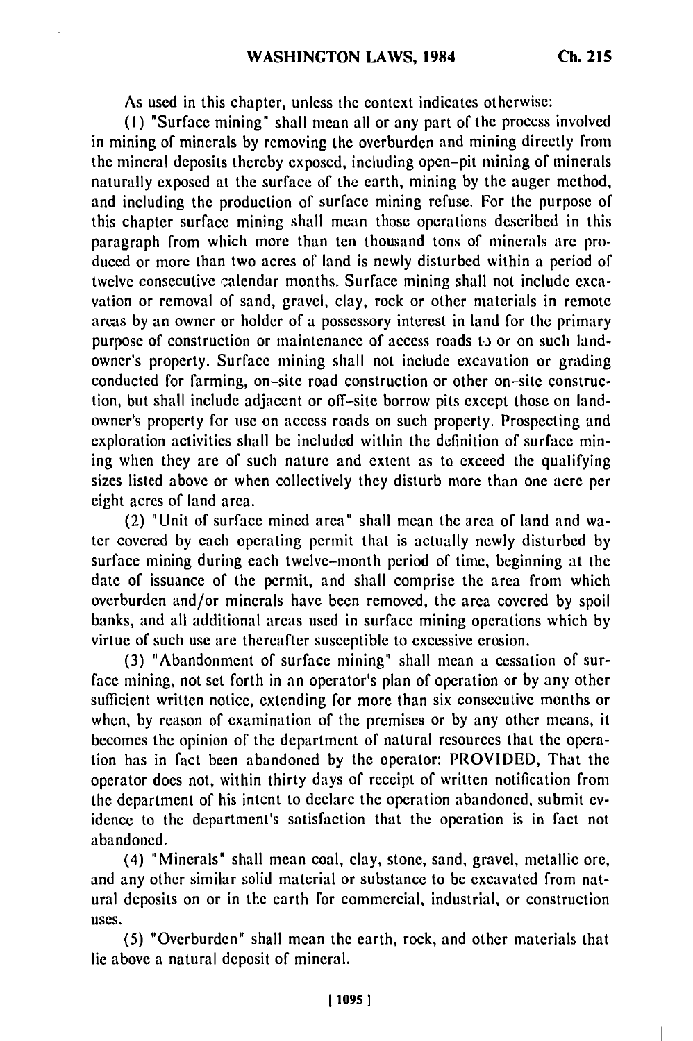As used in this chapter, unless the context indicates otherwise:

(1) "Surface mining" shall mean all or any part of the process involved in mining of minerals by removing the overburden and mining directly from the mineral deposits thereby exposed, including open-pit mining of minerals naturally exposed at the surface of the earth, mining by the auger method, and including the production of surface mining refuse. For the purpose of this chapter surface mining shall mean those operations described in this paragraph from which more than ten thousand tons of minerals are produced or more than two acres of land is newly disturbed within a period of twelve consecutive calendar months. Surface mining shall not include excavation or removal of sand, gravel, clay, rock or other materials in remote areas by an owner or holder of a possessory interest in land for the primary purpose of construction or maintenance of access roads to or on such landowner's property. Surface mining shall not include excavation or grading conducted for farming, on-site road construction or other on-site construction, but shall include adjacent or off-site borrow pits except those on landowner's property for use on access roads on such property. Prospecting and exploration activities shall be included within the definition of surface mining when they are of such nature and extent as to exceed the qualifying sizes listed above or when collectively they disturb more than one acre per eight acres of land area.

(2) "Unit of surface mined area" shall mean the area of land and water covered by each operating permit that is actually newly disturbed by surface mining during each twelve-month period of time, beginning at the date of issuance of the permit, and shall comprise the area from which overburden and/or minerals have been removed, the area covered by spoil banks, and all additional areas used in surface mining operations which by virtue of such use are thereafter susceptible to excessive erosion.

(3) "Abandonment of surface mining" shall mean a cessation of surface mining, not set forth in an operator's plan of operation or by any other sufficient written notice, extending for more than six consecutive months or when, by reason of examination of the premises or by any other means, it becomes the opinion of the department of natural resources that the operation has in fact been abandoned by the operator: PROVIDED, That the operator does not, within thirty days of receipt of written notification from the department of his intent to declare the operation abandoned, submit evidence to the department's satisfaction that the operation is in fact not abandoned.

(4) "Minerals" shall mean coal, clay, stone, sand, gravel, metallic ore, and any other similar solid material or substance to be excavated from natural deposits on or in the earth for commercial, industrial, or construction uses.

(5) "Overburden" shall mean the earth, rock, and other materials that lie above a natural deposit of mineral.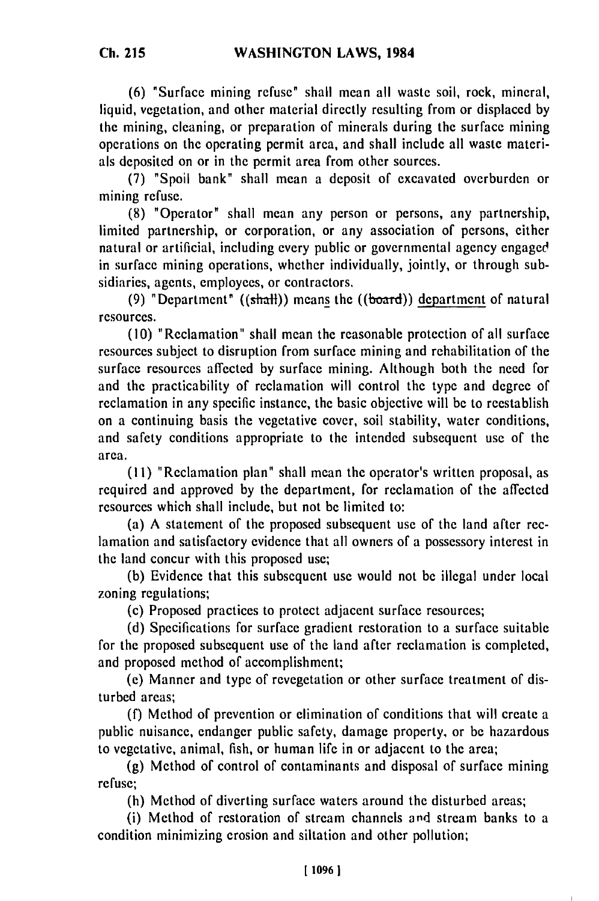(6) "Surface mining refuse" shall mean all waste soil, rock, mineral, liquid, vegetation, and other material directly resulting from or displaced by the mining, cleaning, or preparation of minerals during the surface mining operations on the operating permit area, and shall include all waste materials deposited on or in the permit area from other sources.

(7) "Spoil bank" shall mean a deposit of excavated overburden or mining refuse.

(8) "Operator" shall mean any person or persons, any partnership, limited partnership, or corporation, or any association of persons, either natural or artificial, including every public or governmental agency engaged in surface mining operations, whether individually, jointly, or through subsidiaries, agents, employees, or contractors.

(9) "Department" ((~~shall~~)) means the ((~~board~~)) department of natural resources.

(10) "Reclamation" shall mean the reasonable protection of all surface resources subject to disruption from surface mining and rehabilitation of the surface resources affected by surface mining. Although both the need for and the practicability of reclamation will control the type and degree of reclamation in any specific instance, the basic objective will be to reestablish on a continuing basis the vegetative cover, soil stability, water conditions, and safety conditions appropriate to the intended subsequent use of the area.

(11) "Reclamation plan" shall mean the operator's written proposal, as required and approved by the department, for reclamation of the affected resources which shall include, but not be limited to:

(a) A statement of the proposed subsequent use of the land after reclamation and satisfactory evidence that all owners of a possessory interest in the land concur with this proposed use;

(b) Evidence that this subsequent use would not be illegal under local zoning regulations;

(c) Proposed practices to protect adjacent surface resources;

(d) Specifications for surface gradient restoration to a surface suitable for the proposed subsequent use of the land after reclamation is completed, and proposed method of accomplishment;

(e) Manner and type of revegetation or other surface treatment of disturbed areas;

(f) Method of prevention or elimination of conditions that will create a public nuisance, endanger public safety, damage property, or be hazardous to vegetative, animal, fish, or human life in or adjacent to the area;

(g) Method of control of contaminants and disposal of surface mining refuse;

(h) Method of diverting surface waters around the disturbed areas;

(i) Method of restoration of stream channels and stream banks to a condition minimizing erosion and siltation and other pollution;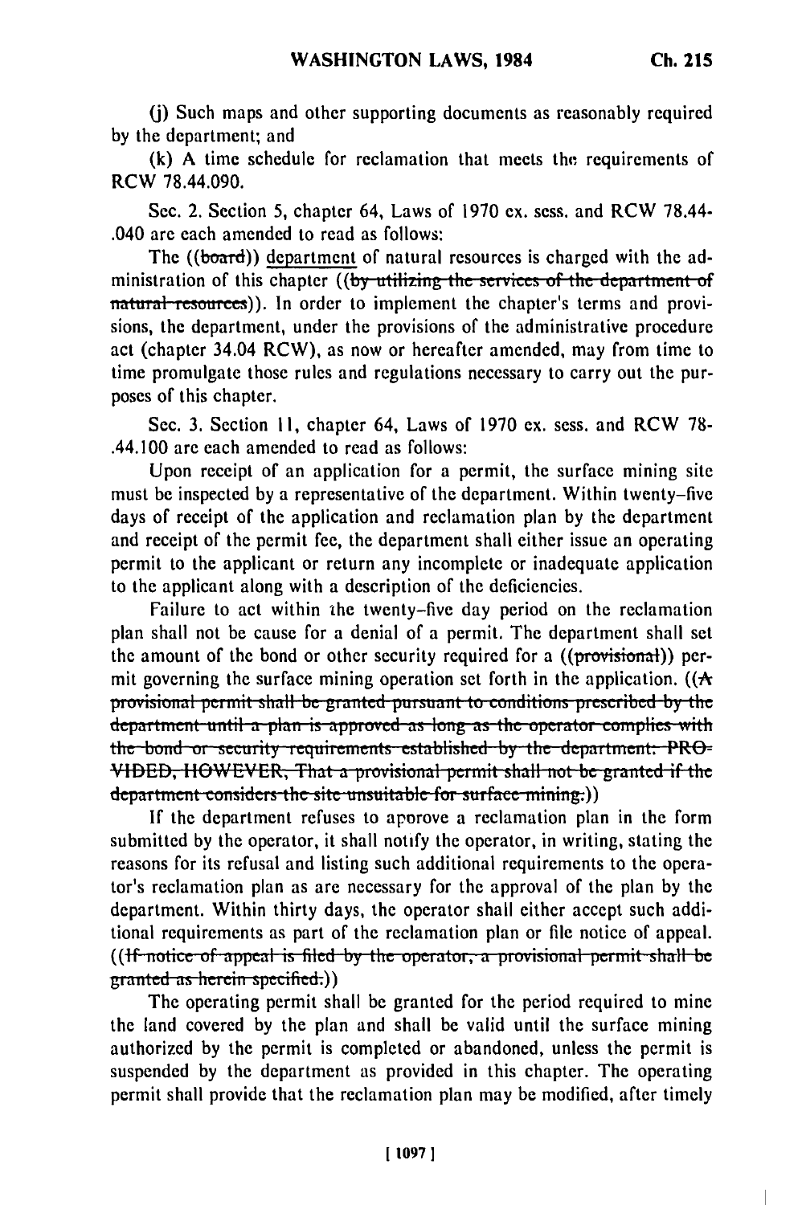(j) Such maps and other supporting documents as reasonably required by the department; and

(k) A time schedule for reclamation that meets the requirements of RCW 78.44.090.

Sec. 2. Section 5, chapter 64, Laws of 1970 ex. sess. and RCW 78.44-.040 are each amended to read as follows:

The ((~~board~~)) department of natural resources is charged with the administration of this chapter ((~~by utilizing the services of the department of natural resources~~)). In order to implement the chapter's terms and provisions, the department, under the provisions of the administrative procedure act (chapter 34.04 RCW), as now or hereafter amended, may from time to time promulgate those rules and regulations necessary to carry out the purposes of this chapter.

Sec. 3. Section 11, chapter 64, Laws of 1970 ex. sess. and RCW 78-.44.100 are each amended to read as follows:

Upon receipt of an application for a permit, the surface mining site must be inspected by a representative of the department. Within twenty-five days of receipt of the application and reclamation plan by the department and receipt of the permit fee, the department shall either issue an operating permit to the applicant or return any incomplete or inadequate application to the applicant along with a description of the deficiencies.

Failure to act within the twenty-five day period on the reclamation plan shall not be cause for a denial of a permit. The department shall set the amount of the bond or other security required for a ((~~provisional~~)) permit governing the surface mining operation set forth in the application. ((~~A provisional permit shall be granted pursuant to conditions prescribed by the department until a plan is approved as long as the operator complies with the bond or security requirements established by the department: PROVIDED, HOWEVER, That a provisional permit shall not be granted if the department considers the site unsuitable for surface mining.~~))

If the department refuses to approve a reclamation plan in the form submitted by the operator, it shall notify the operator, in writing, stating the reasons for its refusal and listing such additional requirements to the operator's reclamation plan as are necessary for the approval of the plan by the department. Within thirty days, the operator shall either accept such additional requirements as part of the reclamation plan or file notice of appeal. ((~~If notice of appeal is filed by the operator, a provisional permit shall be granted as herein specified.~~))

The operating permit shall be granted for the period required to mine the land covered by the plan and shall be valid until the surface mining authorized by the permit is completed or abandoned, unless the permit is suspended by the department as provided in this chapter. The operating permit shall provide that the reclamation plan may be modified, after timely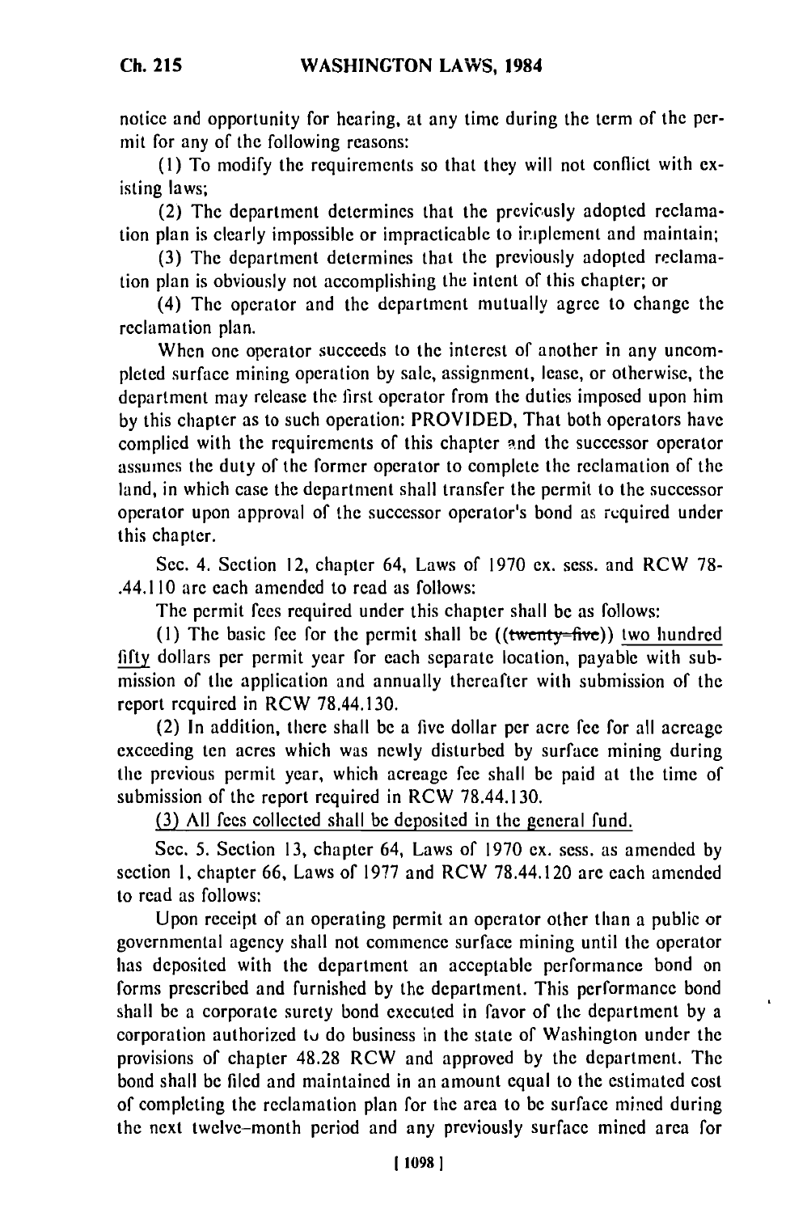notice and opportunity for hearing, at any time during the term of the permit for any of the following reasons:

(1) To modify the requirements so that they will not conflict with existing laws;

(2) The department determines that the previously adopted reclamation plan is clearly impossible or impracticable to implement and maintain;

(3) The department determines that the previously adopted reclamation plan is obviously not accomplishing the intent of this chapter; or

(4) The operator and the department mutually agree to change the reclamation plan.

When one operator succeeds to the interest of another in any uncompleted surface mining operation by sale, assignment, lease, or otherwise, the department may release the first operator from the duties imposed upon him by this chapter as to such operation: PROVIDED, That both operators have complied with the requirements of this chapter and the successor operator assumes the duty of the former operator to complete the reclamation of the land, in which case the department shall transfer the permit to the successor operator upon approval of the successor operator's bond as required under this chapter.

Sec. 4. Section 12, chapter 64, Laws of 1970 ex. sess. and RCW 78-.44.110 are each amended to read as follows:

The permit fees required under this chapter shall be as follows:

(1) The basic fee for the permit shall be ((~~twenty-five~~)) <u>two hundred fifty</u> dollars per permit year for each separate location, payable with submission of the application and annually thereafter with submission of the report required in RCW 78.44.130.

(2) In addition, there shall be a five dollar per acre fee for all acreage exceeding ten acres which was newly disturbed by surface mining during the previous permit year, which acreage fee shall be paid at the time of submission of the report required in RCW 78.44.130.

<u>(3) All fees collected shall be deposited in the general fund.</u>

Sec. 5. Section 13, chapter 64, Laws of 1970 ex. sess. as amended by section 1, chapter 66, Laws of 1977 and RCW 78.44.120 are each amended to read as follows:

Upon receipt of an operating permit an operator other than a public or governmental agency shall not commence surface mining until the operator has deposited with the department an acceptable performance bond on forms prescribed and furnished by the department. This performance bond shall be a corporate surety bond executed in favor of the department by a corporation authorized to do business in the state of Washington under the provisions of chapter 48.28 RCW and approved by the department. The bond shall be filed and maintained in an amount equal to the estimated cost of completing the reclamation plan for the area to be surface mined during the next twelve-month period and any previously surface mined area for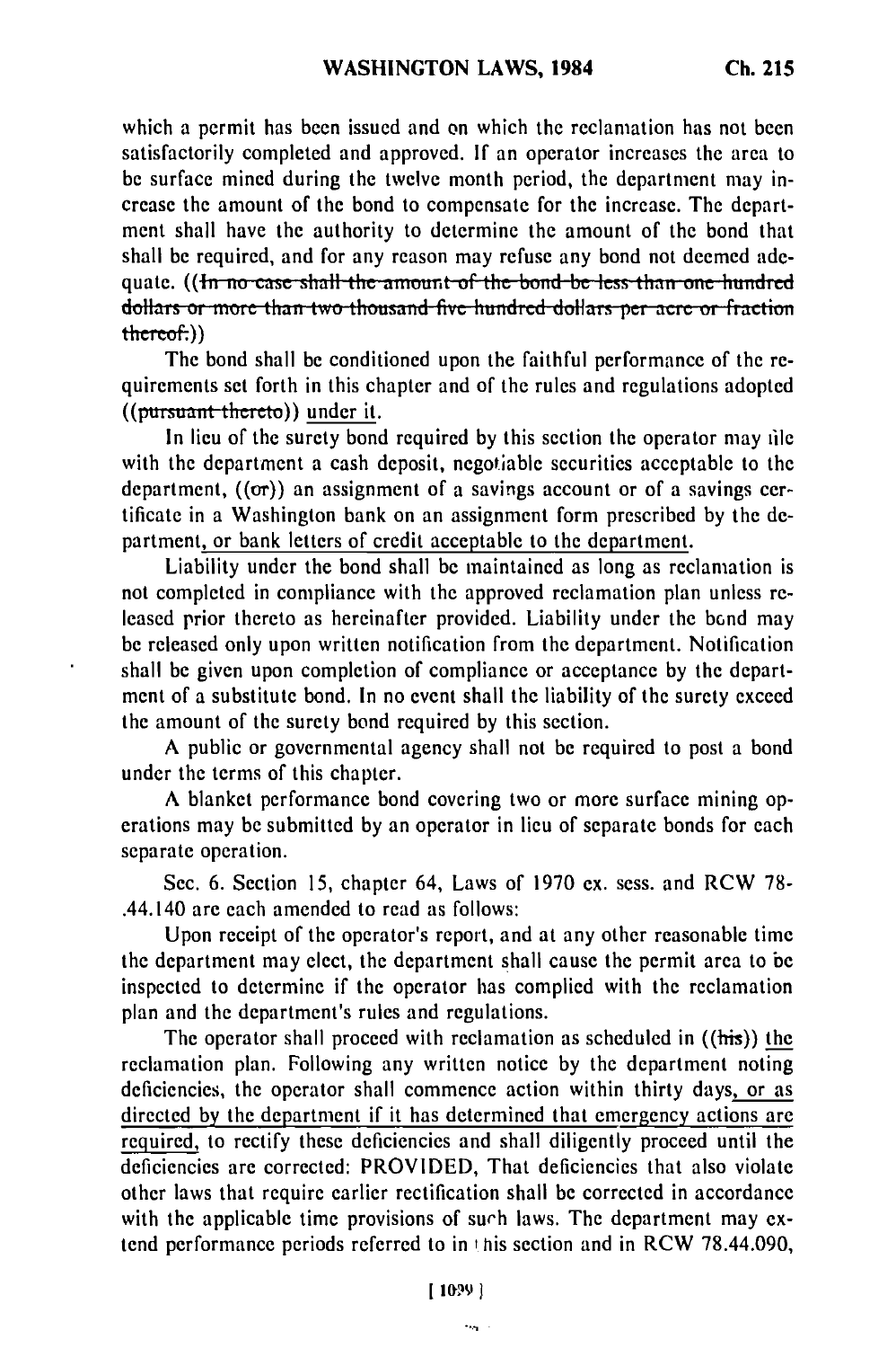which a permit has been issued and on which the reclamation has not been satisfactorily completed and approved. If an operator increases the area to be surface mined during the twelve month period, the department may increase the amount of the bond to compensate for the increase. The department shall have the authority to determine the amount of the bond that shall be required, and for any reason may refuse any bond not deemed adequate. ((~~In no case shall the amount of the bond be less than one hundred dollars or more than two thousand five hundred dollars per acre or fraction thereof.~~))

The bond shall be conditioned upon the faithful performance of the requirements set forth in this chapter and of the rules and regulations adopted ((~~pursuant thereto~~)) under it.

In lieu of the surety bond required by this section the operator may file with the department a cash deposit, negotiable securities acceptable to the department, ((~~or~~)) an assignment of a savings account or of a savings certificate in a Washington bank on an assignment form prescribed by the department, or bank letters of credit acceptable to the department.

Liability under the bond shall be maintained as long as reclamation is not completed in compliance with the approved reclamation plan unless released prior thereto as hereinafter provided. Liability under the bond may be released only upon written notification from the department. Notification shall be given upon completion of compliance or acceptance by the department of a substitute bond. In no event shall the liability of the surety exceed the amount of the surety bond required by this section.

A public or governmental agency shall not be required to post a bond under the terms of this chapter.

A blanket performance bond covering two or more surface mining operations may be submitted by an operator in lieu of separate bonds for each separate operation.

Sec. 6. Section 15, chapter 64, Laws of 1970 ex. sess. and RCW 78.44.140 are each amended to read as follows:

Upon receipt of the operator's report, and at any other reasonable time the department may elect, the department shall cause the permit area to be inspected to determine if the operator has complied with the reclamation plan and the department's rules and regulations.

The operator shall proceed with reclamation as scheduled in ((~~his~~)) the reclamation plan. Following any written notice by the department noting deficiencies, the operator shall commence action within thirty days, or as directed by the department if it has determined that emergency actions are required, to rectify these deficiencies and shall diligently proceed until the deficiencies are corrected: PROVIDED, That deficiencies that also violate other laws that require earlier rectification shall be corrected in accordance with the applicable time provisions of such laws. The department may extend performance periods referred to in this section and in RCW 78.44.090,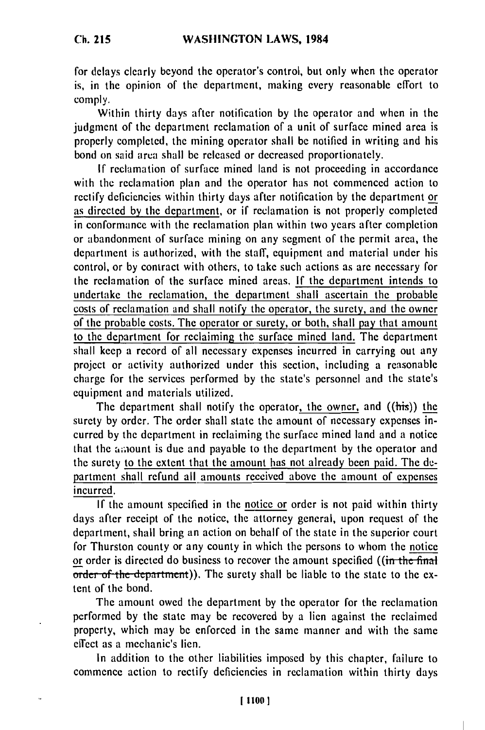for delays clearly beyond the operator's control, but only when the operator is, in the opinion of the department, making every reasonable effort to comply.

Within thirty days after notification by the operator and when in the judgment of the department reclamation of a unit of surface mined area is properly completed, the mining operator shall be notified in writing and his bond on said area shall be released or decreased proportionately.

If reclamation of surface mined land is not proceeding in accordance with the reclamation plan and the operator has not commenced action to rectify deficiencies within thirty days after notification by the department or as directed by the department, or if reclamation is not properly completed in conformance with the reclamation plan within two years after completion or abandonment of surface mining on any segment of the permit area, the department is authorized, with the staff, equipment and material under his control, or by contract with others, to take such actions as are necessary for the reclamation of the surface mined areas. If the department intends to undertake the reclamation, the department shall ascertain the probable costs of reclamation and shall notify the operator, the surety, and the owner of the probable costs. The operator or surety, or both, shall pay that amount to the department for reclaiming the surface mined land. The department shall keep a record of all necessary expenses incurred in carrying out any project or activity authorized under this section, including a reasonable charge for the services performed by the state's personnel and the state's equipment and materials utilized.

The department shall notify the operator, the owner, and ((~~his~~)) the surety by order. The order shall state the amount of necessary expenses incurred by the department in reclaiming the surface mined land and a notice that the amount is due and payable to the department by the operator and the surety to the extent that the amount has not already been paid. The department shall refund all amounts received above the amount of expenses incurred.

If the amount specified in the notice or order is not paid within thirty days after receipt of the notice, the attorney general, upon request of the department, shall bring an action on behalf of the state in the superior court for Thurston county or any county in which the persons to whom the notice or order is directed do business to recover the amount specified ((~~in the final order of the department~~)). The surety shall be liable to the state to the extent of the bond.

The amount owed the department by the operator for the reclamation performed by the state may be recovered by a lien against the reclaimed property, which may be enforced in the same manner and with the same effect as a mechanic's lien.

In addition to the other liabilities imposed by this chapter, failure to commence action to rectify deficiencies in reclamation within thirty days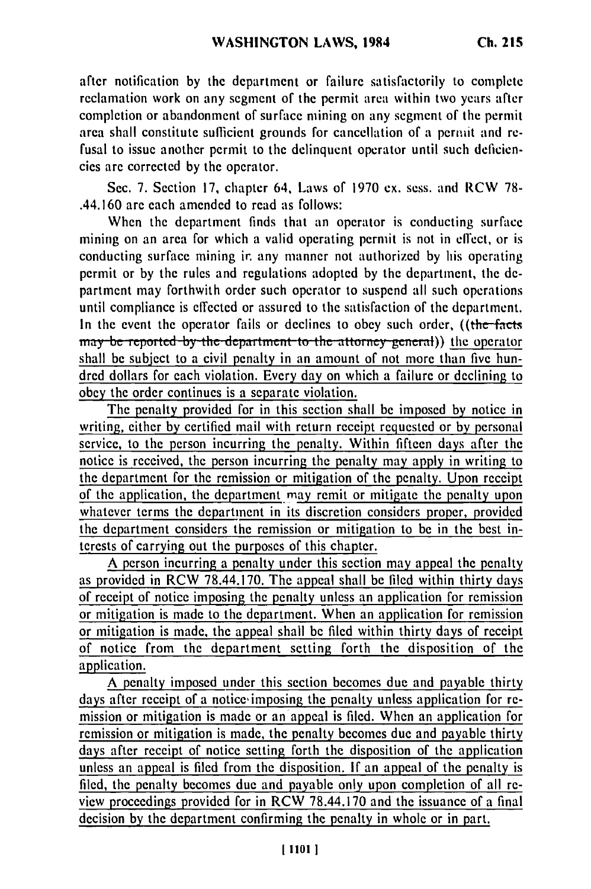after notification by the department or failure satisfactorily to complete reclamation work on any segment of the permit area within two years after completion or abandonment of surface mining on any segment of the permit area shall constitute sufficient grounds for cancellation of a permit and refusal to issue another permit to the delinquent operator until such deficiencies are corrected by the operator.

Sec. 7. Section 17, chapter 64, Laws of 1970 ex. sess. and RCW 78-.44.160 are each amended to read as follows:

When the department finds that an operator is conducting surface mining on an area for which a valid operating permit is not in effect, or is conducting surface mining in any manner not authorized by his operating permit or by the rules and regulations adopted by the department, the department may forthwith order such operator to suspend all such operations until compliance is effected or assured to the satisfaction of the department. In the event the operator fails or declines to obey such order, ((~~the facts may be reported by the department to the attorney general~~)) <u>the operator shall be subject to a civil penalty in an amount of not more than five hundred dollars for each violation. Every day on which a failure or declining to obey the order continues is a separate violation.</u>

<u>The penalty provided for in this section shall be imposed by notice in writing, either by certified mail with return receipt requested or by personal service, to the person incurring the penalty. Within fifteen days after the notice is received, the person incurring the penalty may apply in writing to the department for the remission or mitigation of the penalty. Upon receipt of the application, the department may remit or mitigate the penalty upon whatever terms the department in its discretion considers proper, provided the department considers the remission or mitigation to be in the best interests of carrying out the purposes of this chapter.</u>

<u>A person incurring a penalty under this section may appeal the penalty as provided in RCW 78.44.170. The appeal shall be filed within thirty days of receipt of notice imposing the penalty unless an application for remission or mitigation is made to the department. When an application for remission or mitigation is made, the appeal shall be filed within thirty days of receipt of notice from the department setting forth the disposition of the application.</u>

<u>A penalty imposed under this section becomes due and payable thirty days after receipt of a notice imposing the penalty unless application for remission or mitigation is made or an appeal is filed. When an application for remission or mitigation is made, the penalty becomes due and payable thirty days after receipt of notice setting forth the disposition of the application unless an appeal is filed from the disposition. If an appeal of the penalty is filed, the penalty becomes due and payable only upon completion of all review proceedings provided for in RCW 78.44.170 and the issuance of a final decision by the department confirming the penalty in whole or in part.</u>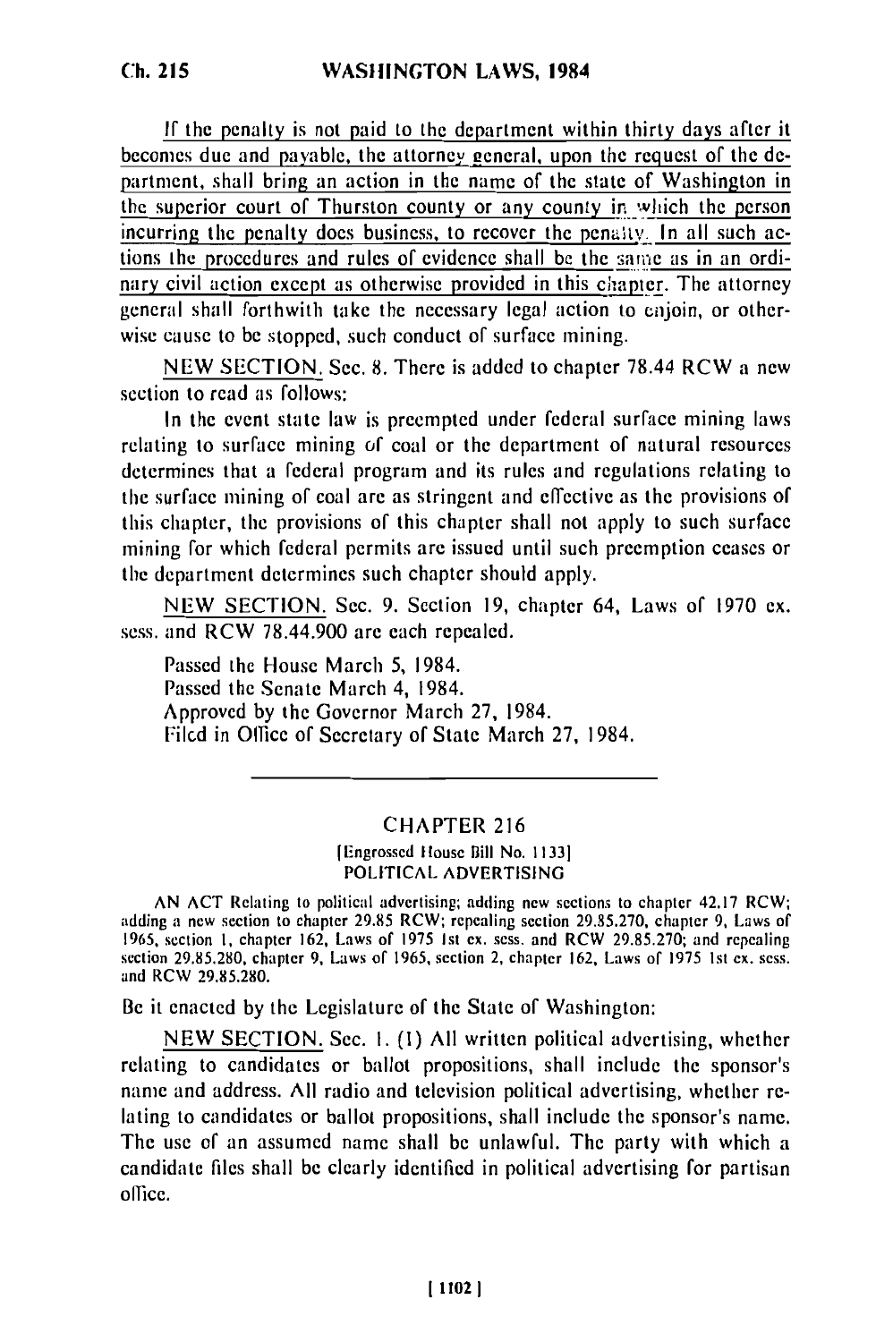If the penalty is not paid to the department within thirty days after it becomes due and payable, the attorney general, upon the request of the department, shall bring an action in the name of the state of Washington in the superior court of Thurston county or any county in which the person incurring the penalty does business, to recover the penalty. In all such actions the procedures and rules of evidence shall be the same as in an ordinary civil action except as otherwise provided in this chapter. The attorney general shall forthwith take the necessary legal action to enjoin, or otherwise cause to be stopped, such conduct of surface mining.

NEW SECTION. Sec. 8. There is added to chapter 78.44 RCW a new section to read as follows:

In the event state law is preempted under federal surface mining laws relating to surface mining of coal or the department of natural resources determines that a federal program and its rules and regulations relating to the surface mining of coal are as stringent and effective as the provisions of this chapter, the provisions of this chapter shall not apply to such surface mining for which federal permits are issued until such preemption ceases or the department determines such chapter should apply.

NEW SECTION. Sec. 9. Section 19, chapter 64, Laws of 1970 ex. sess. and RCW 78.44.900 are each repealed.

Passed the House March 5, 1984.
Passed the Senate March 4, 1984.
Approved by the Governor March 27, 1984.
Filed in Office of Secretary of State March 27, 1984.

---

## CHAPTER 216

[Engrossed House Bill No. 1133]
POLITICAL ADVERTISING

AN ACT Relating to political advertising; adding new sections to chapter 42.17 RCW; adding a new section to chapter 29.85 RCW; repealing section 29.85.270, chapter 9, Laws of 1965, section 1, chapter 162, Laws of 1975 1st ex. sess. and RCW 29.85.270; and repealing section 29.85.280, chapter 9, Laws of 1965, section 2, chapter 162, Laws of 1975 1st ex. sess. and RCW 29.85.280.

Be it enacted by the Legislature of the State of Washington:

NEW SECTION. Sec. 1. (1) All written political advertising, whether relating to candidates or ballot propositions, shall include the sponsor's name and address. All radio and television political advertising, whether relating to candidates or ballot propositions, shall include the sponsor's name. The use of an assumed name shall be unlawful. The party with which a candidate files shall be clearly identified in political advertising for partisan office.